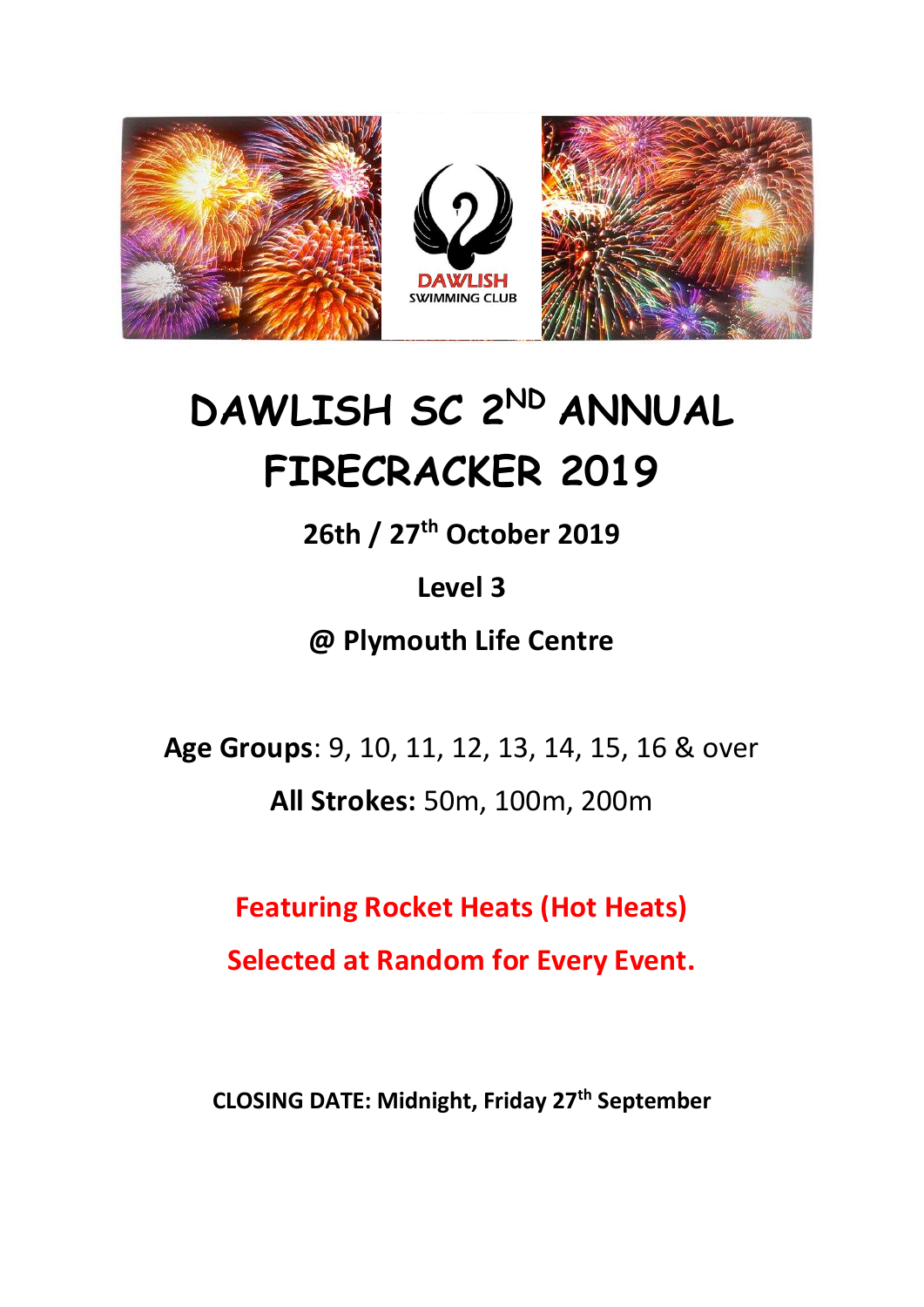DAWLISH
SWIMMING CLUB

# DAWLISH SC 2ND ANNUAL FIRECRACKER 2019

**26th / 27th October 2019**

**Level 3**

**@ Plymouth Life Centre**

**Age Groups**: 9, 10, 11, 12, 13, 14, 15, 16 & over

**All Strokes:** 50m, 100m, 200m

**Featuring Rocket Heats (Hot Heats)**

**Selected at Random for Every Event.**

**CLOSING DATE: Midnight, Friday 27th September**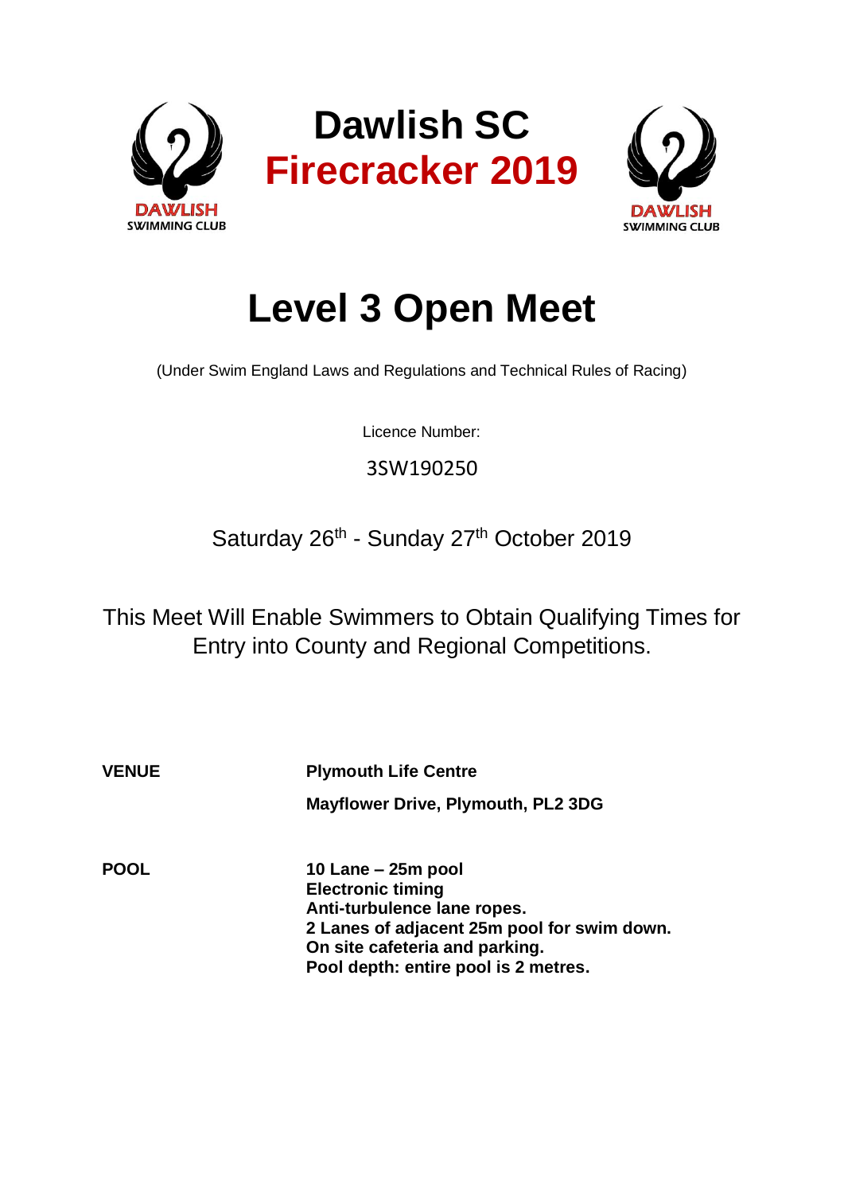# Dawlish SC

# Firecracker 2019

# Level 3 Open Meet

(Under Swim England Laws and Regulations and Technical Rules of Racing)

Licence Number:

3SW190250

Saturday 26th - Sunday 27th October 2019

This Meet Will Enable Swimmers to Obtain Qualifying Times for Entry into County and Regional Competitions.

| | |
|---|---|
| **VENUE** | **Plymouth Life Centre**<br>**Mayflower Drive, Plymouth, PL2 3DG** |
| **POOL** | **10 Lane – 25m pool**<br>**Electronic timing**<br>**Anti-turbulence lane ropes.**<br>**2 Lanes of adjacent 25m pool for swim down.**<br>**On site cafeteria and parking.**<br>**Pool depth: entire pool is 2 metres.** |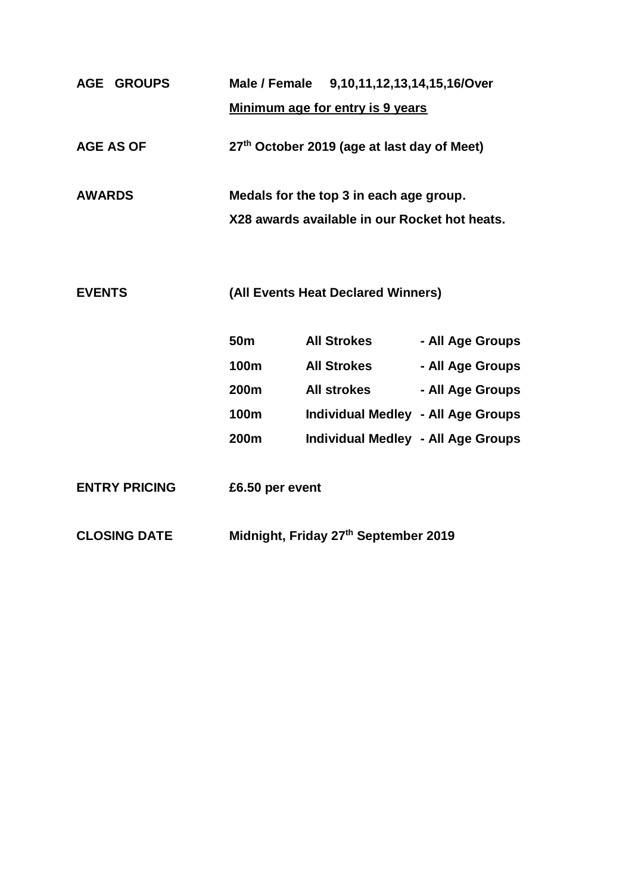**AGE GROUPS** **Male / Female 9,10,11,12,13,14,15,16/Over**

**<u>Minimum age for entry is 9 years</u>**

**AGE AS OF** **27th October 2019 (age at last day of Meet)**

**AWARDS** **Medals for the top 3 in each age group.**

**X28 awards available in our Rocket hot heats.**

**EVENTS** **(All Events Heat Declared Winners)**

| | | |
|---|---|---|
| **50m** | **All Strokes** | **- All Age Groups** |
| **100m** | **All Strokes** | **- All Age Groups** |
| **200m** | **All strokes** | **- All Age Groups** |
| **100m** | **Individual Medley** | **- All Age Groups** |
| **200m** | **Individual Medley** | **- All Age Groups** |

**ENTRY PRICING** **£6.50 per event**

**CLOSING DATE** **Midnight, Friday 27th September 2019**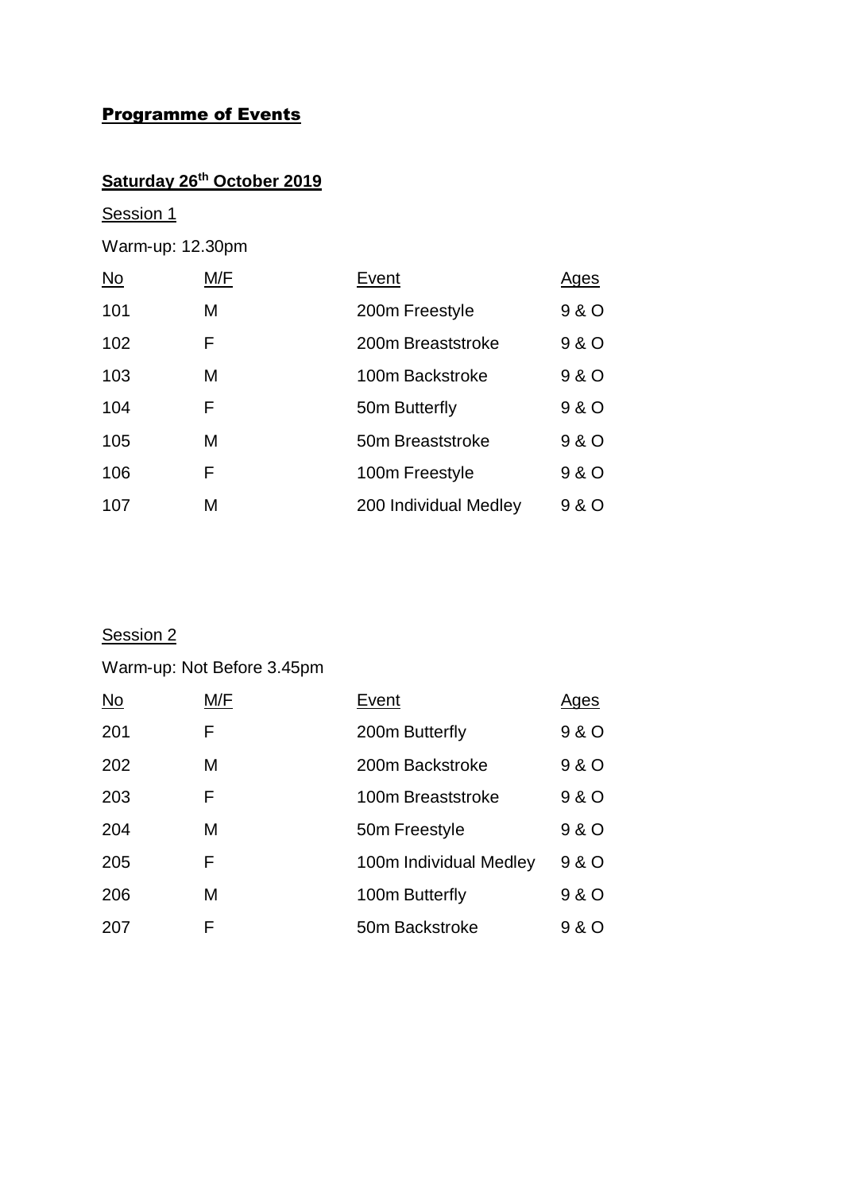## Programme of Events

### Saturday 26th October 2019

Session 1

Warm-up: 12.30pm

| No | M/F | Event | Ages |
|---|---|---|---|
| 101 | M | 200m Freestyle | 9 & O |
| 102 | F | 200m Breaststroke | 9 & O |
| 103 | M | 100m Backstroke | 9 & O |
| 104 | F | 50m Butterfly | 9 & O |
| 105 | M | 50m Breaststroke | 9 & O |
| 106 | F | 100m Freestyle | 9 & O |
| 107 | M | 200 Individual Medley | 9 & O |

Session 2

Warm-up: Not Before 3.45pm

| No | M/F | Event | Ages |
|---|---|---|---|
| 201 | F | 200m Butterfly | 9 & O |
| 202 | M | 200m Backstroke | 9 & O |
| 203 | F | 100m Breaststroke | 9 & O |
| 204 | M | 50m Freestyle | 9 & O |
| 205 | F | 100m Individual Medley | 9 & O |
| 206 | M | 100m Butterfly | 9 & O |
| 207 | F | 50m Backstroke | 9 & O |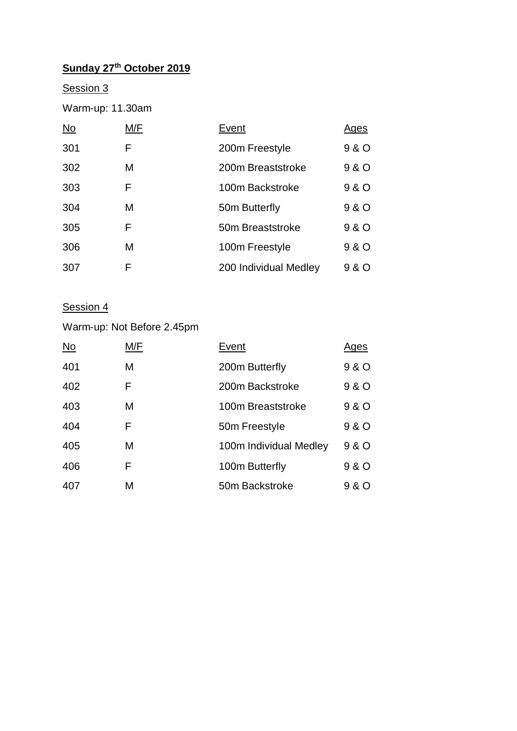**Sunday 27th October 2019**

Session 3

Warm-up: 11.30am

| No | M/F | Event | Ages |
|---|---|---|---|
| 301 | F | 200m Freestyle | 9 & O |
| 302 | M | 200m Breaststroke | 9 & O |
| 303 | F | 100m Backstroke | 9 & O |
| 304 | M | 50m Butterfly | 9 & O |
| 305 | F | 50m Breaststroke | 9 & O |
| 306 | M | 100m Freestyle | 9 & O |
| 307 | F | 200 Individual Medley | 9 & O |

Session 4

Warm-up: Not Before 2.45pm

| No | M/F | Event | Ages |
|---|---|---|---|
| 401 | M | 200m Butterfly | 9 & O |
| 402 | F | 200m Backstroke | 9 & O |
| 403 | M | 100m Breaststroke | 9 & O |
| 404 | F | 50m Freestyle | 9 & O |
| 405 | M | 100m Individual Medley | 9 & O |
| 406 | F | 100m Butterfly | 9 & O |
| 407 | M | 50m Backstroke | 9 & O |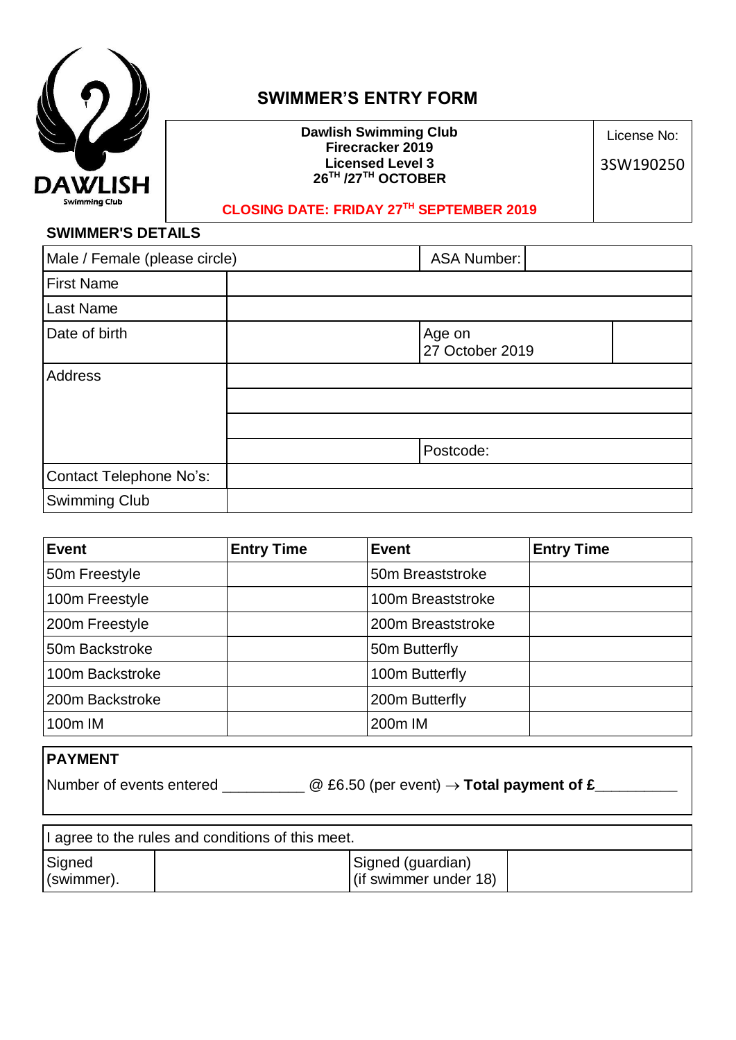DAWLISH
Swimming Club

# SWIMMER'S ENTRY FORM

| | |
|---|---|
| **Dawlish Swimming Club**<br>**Firecracker 2019**<br>**Licensed Level 3**<br>**26TH /27TH OCTOBER**<br><br>**CLOSING DATE: FRIDAY 27TH SEPTEMBER 2019** | License No:<br>3SW190250 |

## SWIMMER'S DETAILS

| | | | |
|---|---|---|---|
| Male / Female (please circle) | | ASA Number: | |
| First Name | | | |
| Last Name | | | |
| Date of birth | | Age on 27 October 2019 | |
| Address | | | |
| | | | |
| | | | |
| | | Postcode: | |
| Contact Telephone No's: | | | |
| Swimming Club | | | |

| **Event** | **Entry Time** | **Event** | **Entry Time** |
|---|---|---|---|
| 50m Freestyle | | 50m Breaststroke | |
| 100m Freestyle | | 100m Breaststroke | |
| 200m Freestyle | | 200m Breaststroke | |
| 50m Backstroke | | 50m Butterfly | |
| 100m Backstroke | | 100m Butterfly | |
| 200m Backstroke | | 200m Butterfly | |
| 100m IM | | 200m IM | |

**PAYMENT**

Number of events entered __________ @ £6.50 (per event) → **Total payment of £**__________

| I agree to the rules and conditions of this meet. | | | |
|---|---|---|---|
| Signed (swimmer). | | Signed (guardian) (if swimmer under 18) | |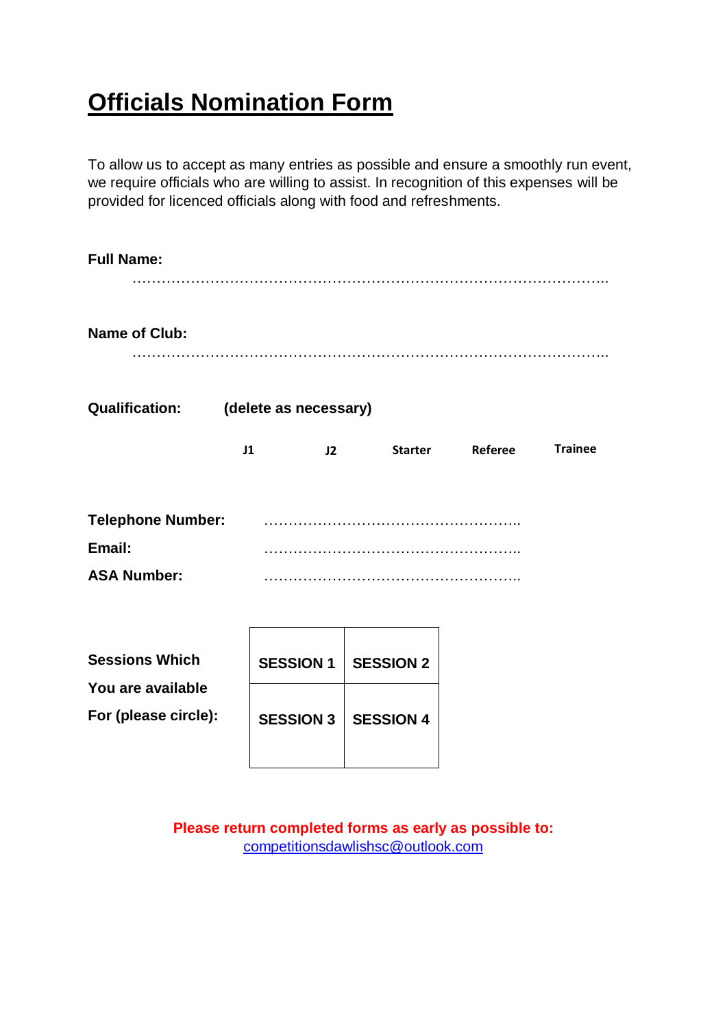# Officials Nomination Form

To allow us to accept as many entries as possible and ensure a smoothly run event, we require officials who are willing to assist. In recognition of this expenses will be provided for licenced officials along with food and refreshments.

**Full Name:**

………………………………………………………………………………………..

**Name of Club:**

………………………………………………………………………………………..

**Qualification:** **(delete as necessary)**

**J1** **J2** **Starter** **Referee** **Trainee**

**Telephone Number:** ……………………………………………..

**Email:** ……………………………………………..

**ASA Number:** ……………………………………………..

**Sessions Which You are available For (please circle):**

| | |
|---|---|
| **SESSION 1** | **SESSION 2** |
| **SESSION 3** | **SESSION 4** |

**Please return completed forms as early as possible to:**
competitionsdawlishsc@outlook.com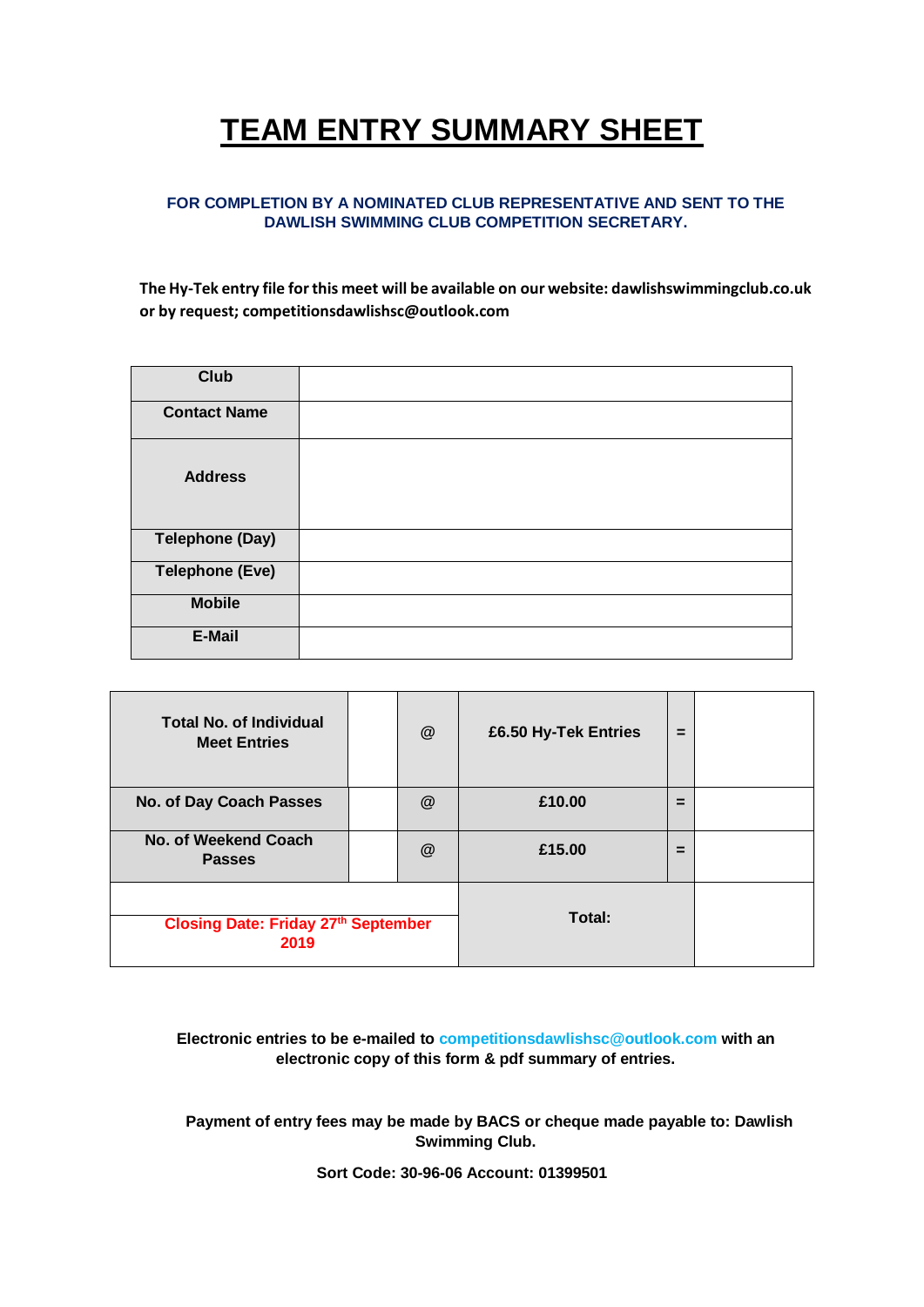# TEAM ENTRY SUMMARY SHEET

**FOR COMPLETION BY A NOMINATED CLUB REPRESENTATIVE AND SENT TO THE DAWLISH SWIMMING CLUB COMPETITION SECRETARY.**

**The Hy-Tek entry file for this meet will be available on our website: dawlishswimmingclub.co.uk or by request; competitionsdawlishsc@outlook.com**

| | |
|---|---|
| **Club** | |
| **Contact Name** | |
| **Address** | |
| **Telephone (Day)** | |
| **Telephone (Eve)** | |
| **Mobile** | |
| **E-Mail** | |

| | | | | | |
|---|---|---|---|---|---|
| **Total No. of Individual Meet Entries** | | @ | **£6.50 Hy-Tek Entries** | = | |
| **No. of Day Coach Passes** | | @ | **£10.00** | = | |
| **No. of Weekend Coach Passes** | | @ | **£15.00** | = | |
| **Closing Date: Friday 27th September 2019** | | | **Total:** | | |

**Electronic entries to be e-mailed to competitionsdawlishsc@outlook.com with an electronic copy of this form & pdf summary of entries.**

**Payment of entry fees may be made by BACS or cheque made payable to: Dawlish Swimming Club.**

**Sort Code: 30-96-06 Account: 01399501**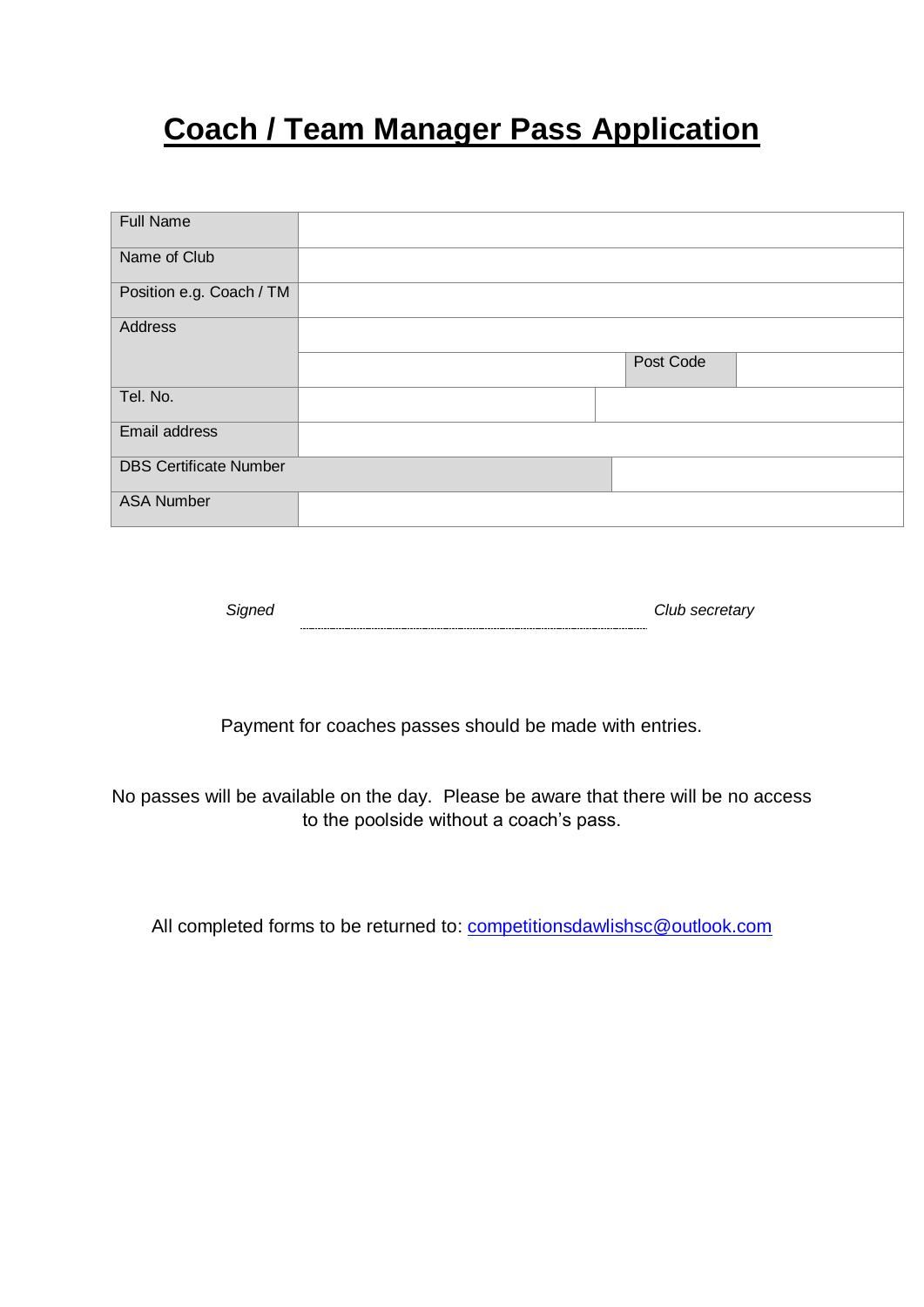# Coach / Team Manager Pass Application

| | | | |
|---|---|---|---|
| Full Name | | | |
| Name of Club | | | |
| Position e.g. Coach / TM | | | |
| Address | | | |
| | | Post Code | |
| Tel. No. | | | |
| Email address | | | |
| DBS Certificate Number | | | |
| ASA Number | | | |

*Signed* .................................................................................................... *Club secretary*

Payment for coaches passes should be made with entries.

No passes will be available on the day. Please be aware that there will be no access to the poolside without a coach's pass.

All completed forms to be returned to: competitionsdawlishsc@outlook.com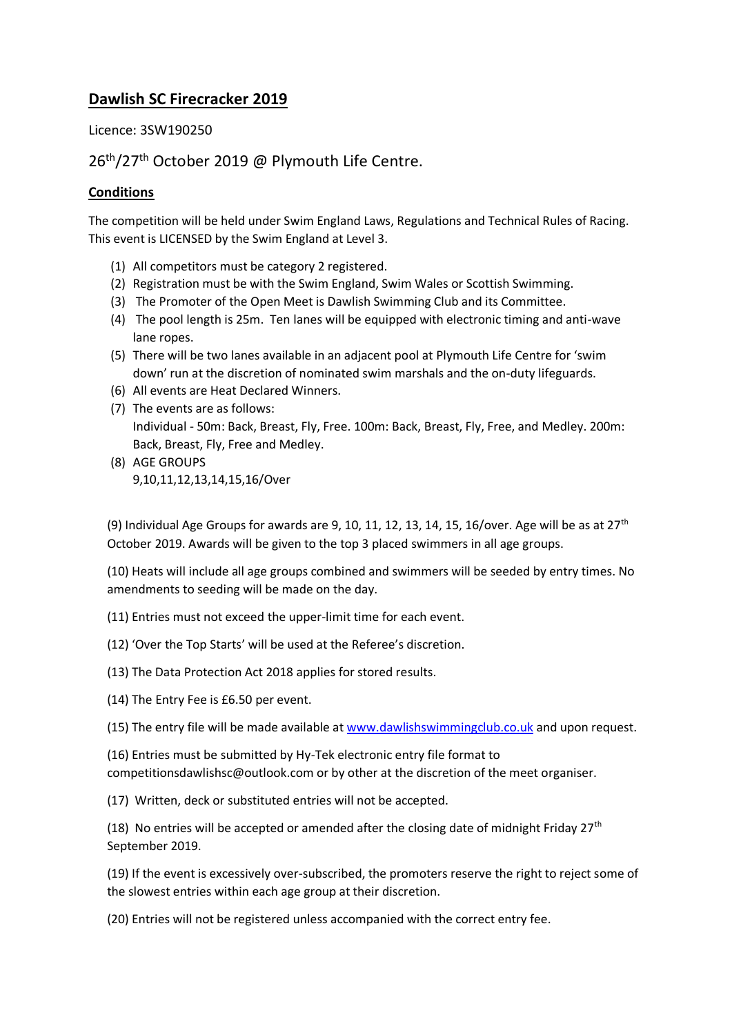## Dawlish SC Firecracker 2019

Licence: 3SW190250

26th/27th October 2019 @ Plymouth Life Centre.

### Conditions

The competition will be held under Swim England Laws, Regulations and Technical Rules of Racing. This event is LICENSED by the Swim England at Level 3.

(1) All competitors must be category 2 registered.
(2) Registration must be with the Swim England, Swim Wales or Scottish Swimming.
(3) The Promoter of the Open Meet is Dawlish Swimming Club and its Committee.
(4) The pool length is 25m. Ten lanes will be equipped with electronic timing and anti-wave lane ropes.
(5) There will be two lanes available in an adjacent pool at Plymouth Life Centre for 'swim down' run at the discretion of nominated swim marshals and the on-duty lifeguards.
(6) All events are Heat Declared Winners.
(7) The events are as follows:
Individual - 50m: Back, Breast, Fly, Free. 100m: Back, Breast, Fly, Free, and Medley. 200m: Back, Breast, Fly, Free and Medley.
(8) AGE GROUPS
9,10,11,12,13,14,15,16/Over

(9) Individual Age Groups for awards are 9, 10, 11, 12, 13, 14, 15, 16/over. Age will be as at 27th October 2019. Awards will be given to the top 3 placed swimmers in all age groups.

(10) Heats will include all age groups combined and swimmers will be seeded by entry times. No amendments to seeding will be made on the day.

(11) Entries must not exceed the upper-limit time for each event.

(12) 'Over the Top Starts' will be used at the Referee's discretion.

(13) The Data Protection Act 2018 applies for stored results.

(14) The Entry Fee is £6.50 per event.

(15) The entry file will be made available at www.dawlishswimmingclub.co.uk and upon request.

(16) Entries must be submitted by Hy-Tek electronic entry file format to competitionsdawlishsc@outlook.com or by other at the discretion of the meet organiser.

(17) Written, deck or substituted entries will not be accepted.

(18) No entries will be accepted or amended after the closing date of midnight Friday 27th September 2019.

(19) If the event is excessively over-subscribed, the promoters reserve the right to reject some of the slowest entries within each age group at their discretion.

(20) Entries will not be registered unless accompanied with the correct entry fee.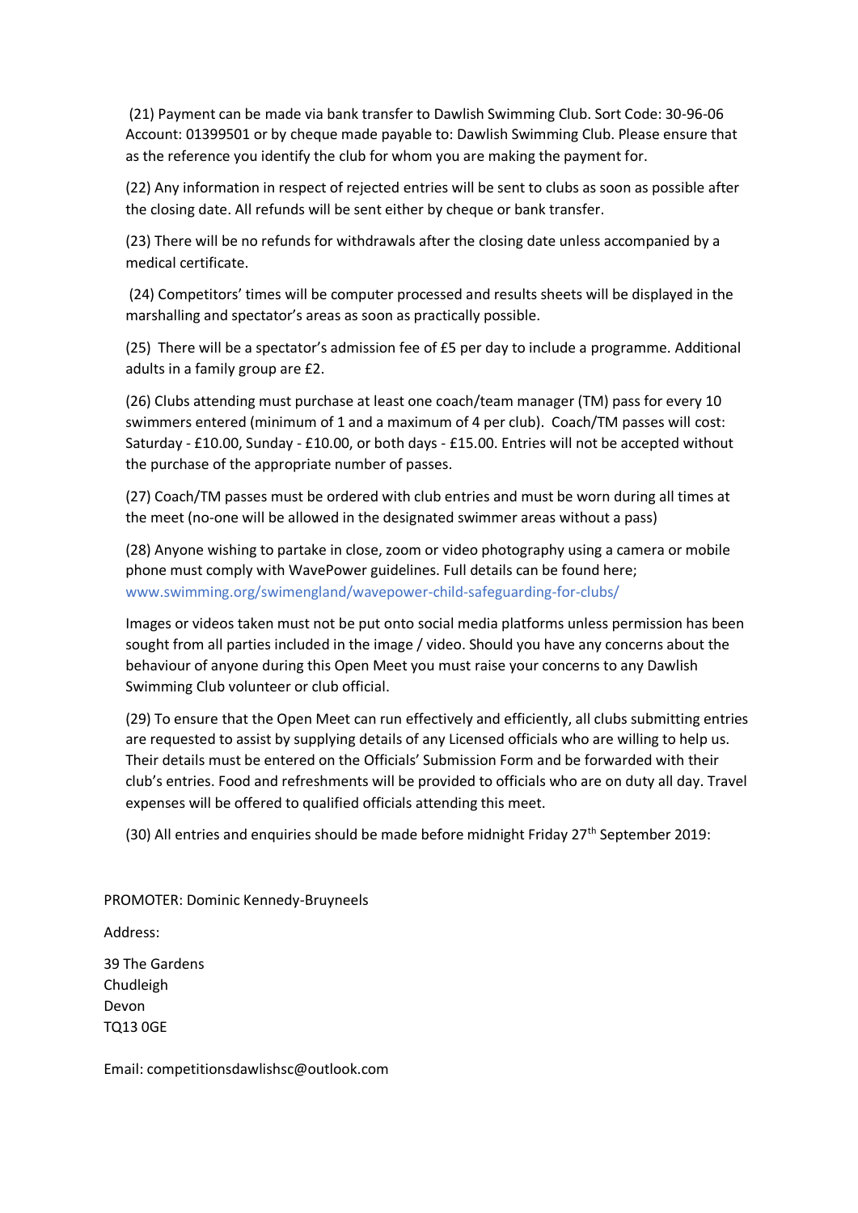(21) Payment can be made via bank transfer to Dawlish Swimming Club. Sort Code: 30-96-06 Account: 01399501 or by cheque made payable to: Dawlish Swimming Club. Please ensure that as the reference you identify the club for whom you are making the payment for.

(22) Any information in respect of rejected entries will be sent to clubs as soon as possible after the closing date. All refunds will be sent either by cheque or bank transfer.

(23) There will be no refunds for withdrawals after the closing date unless accompanied by a medical certificate.

(24) Competitors' times will be computer processed and results sheets will be displayed in the marshalling and spectator's areas as soon as practically possible.

(25) There will be a spectator's admission fee of £5 per day to include a programme. Additional adults in a family group are £2.

(26) Clubs attending must purchase at least one coach/team manager (TM) pass for every 10 swimmers entered (minimum of 1 and a maximum of 4 per club). Coach/TM passes will cost: Saturday - £10.00, Sunday - £10.00, or both days - £15.00. Entries will not be accepted without the purchase of the appropriate number of passes.

(27) Coach/TM passes must be ordered with club entries and must be worn during all times at the meet (no-one will be allowed in the designated swimmer areas without a pass)

(28) Anyone wishing to partake in close, zoom or video photography using a camera or mobile phone must comply with WavePower guidelines. Full details can be found here; www.swimming.org/swimengland/wavepower-child-safeguarding-for-clubs/

Images or videos taken must not be put onto social media platforms unless permission has been sought from all parties included in the image / video. Should you have any concerns about the behaviour of anyone during this Open Meet you must raise your concerns to any Dawlish Swimming Club volunteer or club official.

(29) To ensure that the Open Meet can run effectively and efficiently, all clubs submitting entries are requested to assist by supplying details of any Licensed officials who are willing to help us. Their details must be entered on the Officials' Submission Form and be forwarded with their club's entries. Food and refreshments will be provided to officials who are on duty all day. Travel expenses will be offered to qualified officials attending this meet.

(30) All entries and enquiries should be made before midnight Friday 27th September 2019:

PROMOTER: Dominic Kennedy-Bruyneels

Address:

39 The Gardens
Chudleigh
Devon
TQ13 0GE

Email: competitionsdawlishsc@outlook.com